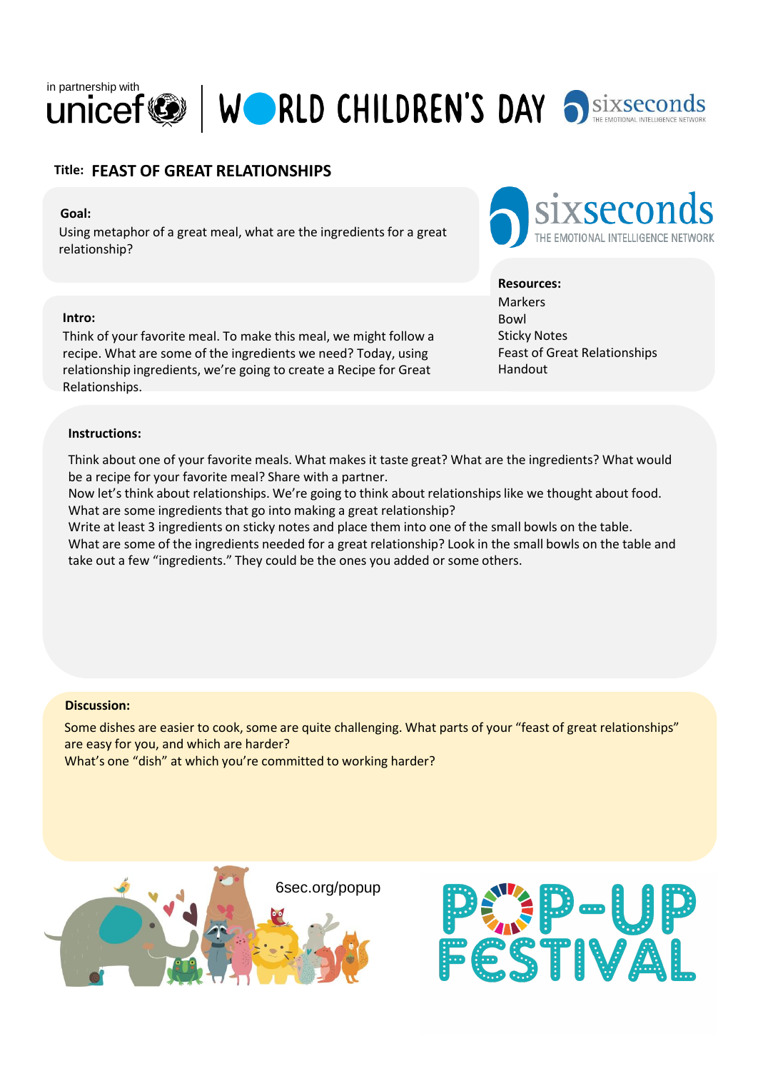in partnership with unicef | WORLD CHILDREN'S DAY sixseconds THE EMOTIONAL INTELLIGENCE NETWORK

## Title: FEAST OF GREAT RELATIONSHIPS

**Goal:**
Using metaphor of a great meal, what are the ingredients for a great relationship?

**Intro:**
Think of your favorite meal. To make this meal, we might follow a recipe. What are some of the ingredients we need? Today, using relationship ingredients, we're going to create a Recipe for Great Relationships.

**Resources:**
Markers
Bowl
Sticky Notes
Feast of Great Relationships Handout

**Instructions:**

Think about one of your favorite meals. What makes it taste great? What are the ingredients? What would be a recipe for your favorite meal? Share with a partner.
Now let's think about relationships. We're going to think about relationships like we thought about food. What are some ingredients that go into making a great relationship?
Write at least 3 ingredients on sticky notes and place them into one of the small bowls on the table.
What are some of the ingredients needed for a great relationship? Look in the small bowls on the table and take out a few "ingredients." They could be the ones you added or some others.

**Discussion:**
Some dishes are easier to cook, some are quite challenging. What parts of your "feast of great relationships" are easy for you, and which are harder?
What's one "dish" at which you're committed to working harder?

6sec.org/popup

POP-UP FESTIVAL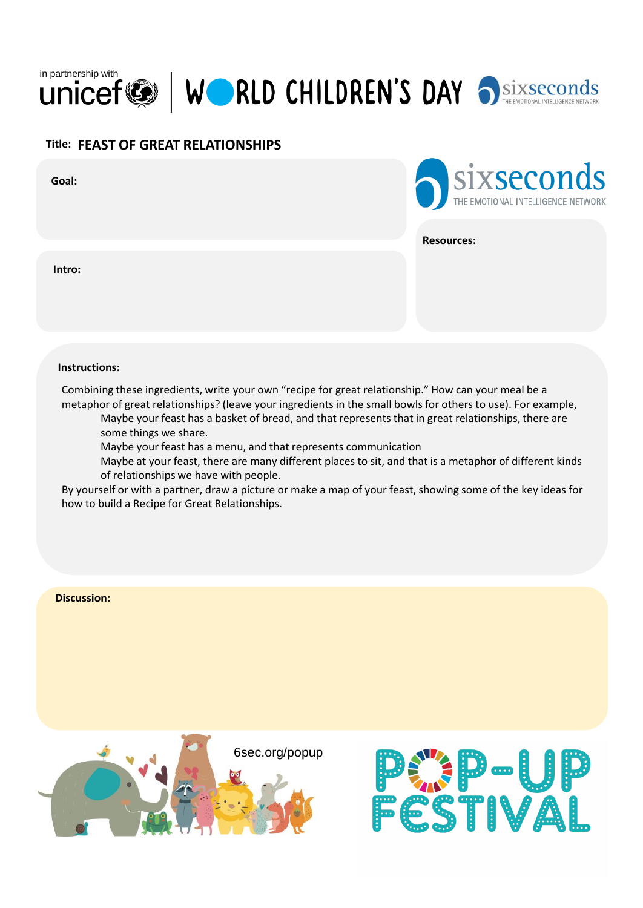in partnership with unicef | WORLD CHILDREN'S DAY sixseconds THE EMOTIONAL INTELLIGENCE NETWORK

**Title: FEAST OF GREAT RELATIONSHIPS**

**Goal:**

sixseconds THE EMOTIONAL INTELLIGENCE NETWORK

**Resources:**

**Intro:**

**Instructions:**

Combining these ingredients, write your own "recipe for great relationship." How can your meal be a metaphor of great relationships? (leave your ingredients in the small bowls for others to use). For example,

Maybe your feast has a basket of bread, and that represents that in great relationships, there are some things we share.

Maybe your feast has a menu, and that represents communication

Maybe at your feast, there are many different places to sit, and that is a metaphor of different kinds of relationships we have with people.

By yourself or with a partner, draw a picture or make a map of your feast, showing some of the key ideas for how to build a Recipe for Great Relationships.

**Discussion:**

6sec.org/popup

POP-UP FESTIVAL